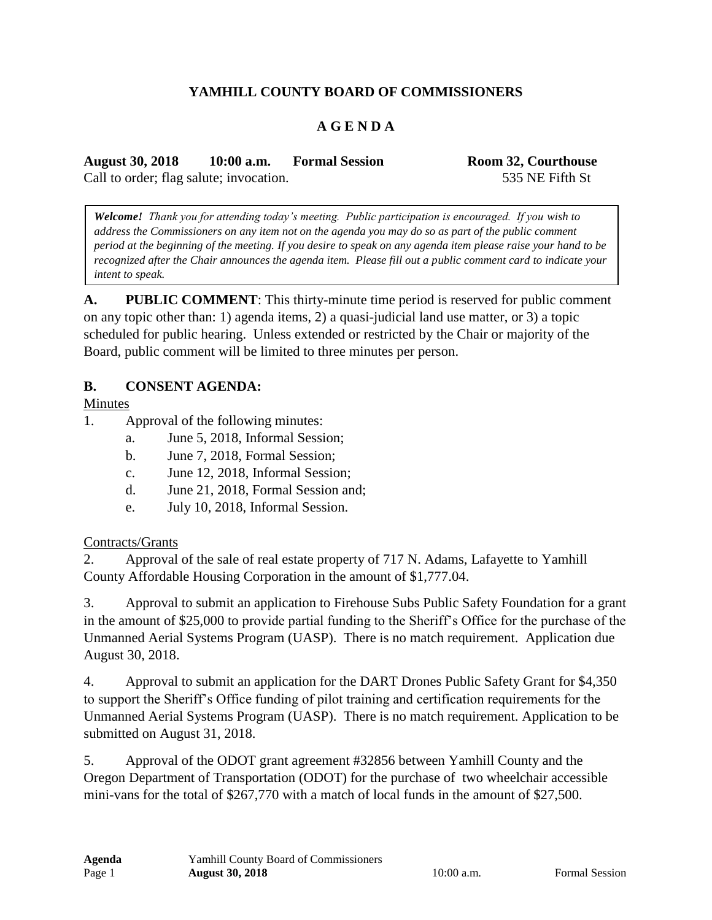# YAMHILL COUNTY BOARD OF COMMISSIONERS

## A G E N D A

**August 30, 2018 10:00 a.m. Formal Session Room 32, Courthouse**

Call to order; flag salute; invocation. 535 NE Fifth St

> ***Welcome!*** *Thank you for attending today's meeting. Public participation is encouraged. If you wish to address the Commissioners on any item not on the agenda you may do so as part of the public comment period at the beginning of the meeting. If you desire to speak on any agenda item please raise your hand to be recognized after the Chair announces the agenda item. Please fill out a public comment card to indicate your intent to speak.*

**A. PUBLIC COMMENT**: This thirty-minute time period is reserved for public comment on any topic other than: 1) agenda items, 2) a quasi-judicial land use matter, or 3) a topic scheduled for public hearing. Unless extended or restricted by the Chair or majority of the Board, public comment will be limited to three minutes per person.

**B. CONSENT AGENDA:**

Minutes

1. Approval of the following minutes:
   a. June 5, 2018, Informal Session;
   b. June 7, 2018, Formal Session;
   c. June 12, 2018, Informal Session;
   d. June 21, 2018, Formal Session and;
   e. July 10, 2018, Informal Session.

Contracts/Grants

2. Approval of the sale of real estate property of 717 N. Adams, Lafayette to Yamhill County Affordable Housing Corporation in the amount of $1,777.04.

3. Approval to submit an application to Firehouse Subs Public Safety Foundation for a grant in the amount of $25,000 to provide partial funding to the Sheriff's Office for the purchase of the Unmanned Aerial Systems Program (UASP). There is no match requirement. Application due August 30, 2018.

4. Approval to submit an application for the DART Drones Public Safety Grant for $4,350 to support the Sheriff's Office funding of pilot training and certification requirements for the Unmanned Aerial Systems Program (UASP). There is no match requirement. Application to be submitted on August 31, 2018.

5. Approval of the ODOT grant agreement #32856 between Yamhill County and the Oregon Department of Transportation (ODOT) for the purchase of two wheelchair accessible mini-vans for the total of $267,770 with a match of local funds in the amount of $27,500.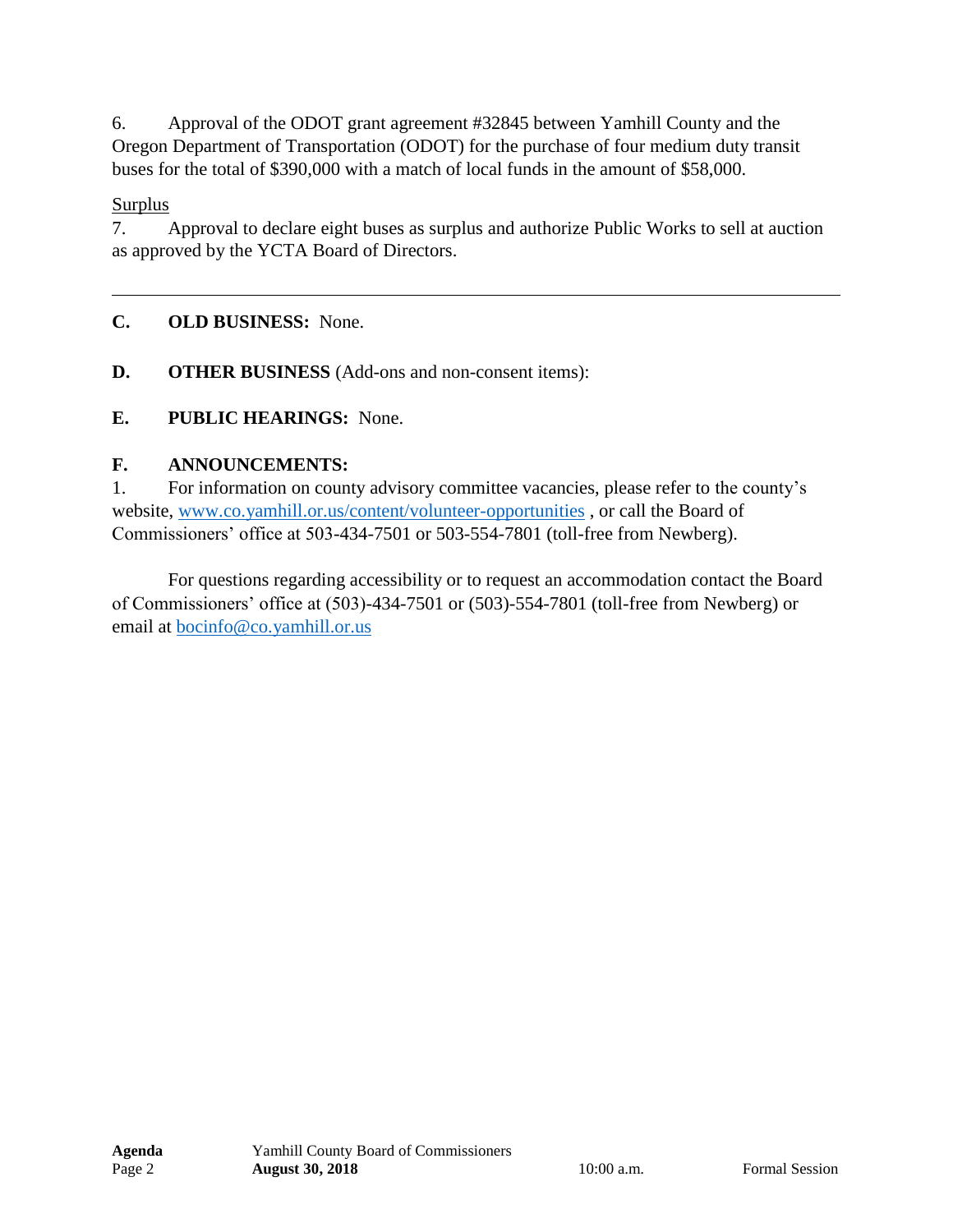6. Approval of the ODOT grant agreement #32845 between Yamhill County and the Oregon Department of Transportation (ODOT) for the purchase of four medium duty transit buses for the total of $390,000 with a match of local funds in the amount of $58,000.

Surplus

7. Approval to declare eight buses as surplus and authorize Public Works to sell at auction as approved by the YCTA Board of Directors.

---

**C. OLD BUSINESS:** None.

**D. OTHER BUSINESS** (Add-ons and non-consent items):

**E. PUBLIC HEARINGS:** None.

**F. ANNOUNCEMENTS:**

1. For information on county advisory committee vacancies, please refer to the county's website, [www.co.yamhill.or.us/content/volunteer-opportunities](http://www.co.yamhill.or.us/content/volunteer-opportunities) , or call the Board of Commissioners' office at 503-434-7501 or 503-554-7801 (toll-free from Newberg).

For questions regarding accessibility or to request an accommodation contact the Board of Commissioners' office at (503)-434-7501 or (503)-554-7801 (toll-free from Newberg) or email at [bocinfo@co.yamhill.or.us](mailto:bocinfo@co.yamhill.or.us)